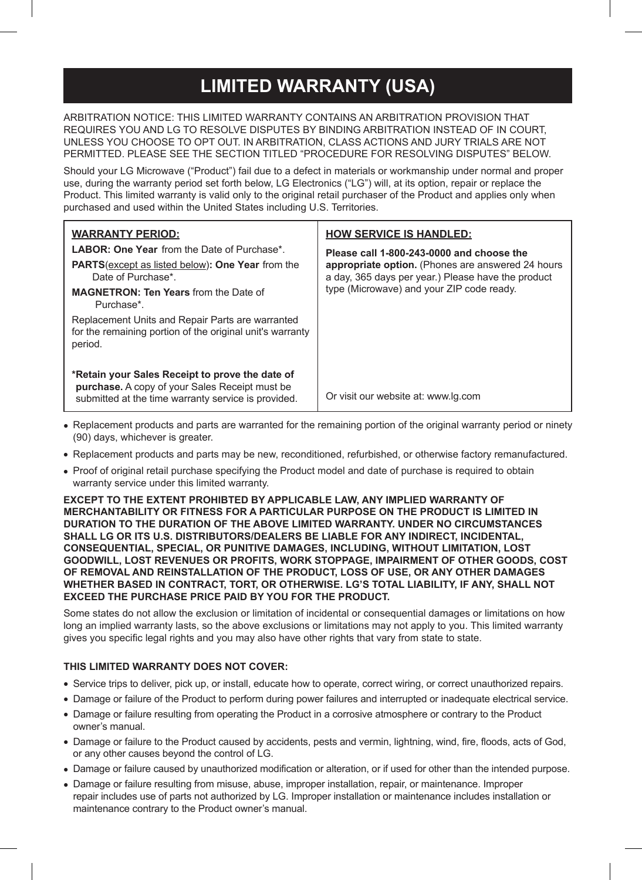# LIMITED WARRANTY (USA)

ARBITRATION NOTICE: THIS LIMITED WARRANTY CONTAINS AN ARBITRATION PROVISION THAT REQUIRES YOU AND LG TO RESOLVE DISPUTES BY BINDING ARBITRATION INSTEAD OF IN COURT, UNLESS YOU CHOOSE TO OPT OUT. IN ARBITRATION, CLASS ACTIONS AND JURY TRIALS ARE NOT PERMITTED. PLEASE SEE THE SECTION TITLED "PROCEDURE FOR RESOLVING DISPUTES" BELOW.

Should your LG Microwave ("Product") fail due to a defect in materials or workmanship under normal and proper use, during the warranty period set forth below, LG Electronics ("LG") will, at its option, repair or replace the Product. This limited warranty is valid only to the original retail purchaser of the Product and applies only when purchased and used within the United States including U.S. Territories.

| WARRANTY PERIOD: | HOW SERVICE IS HANDLED: |
|---|---|
| **LABOR: One Year** from the Date of Purchase*.<br>**PARTS**(except as listed below)**: One Year** from the Date of Purchase*.<br>**MAGNETRON: Ten Years** from the Date of Purchase*.<br>Replacement Units and Repair Parts are warranted for the remaining portion of the original unit's warranty period.<br><br>**\*Retain your Sales Receipt to prove the date of purchase.** A copy of your Sales Receipt must be submitted at the time warranty service is provided. | **Please call 1-800-243-0000 and choose the appropriate option.** (Phones are answered 24 hours a day, 365 days per year.) Please have the product type (Microwave) and your ZIP code ready.<br><br>Or visit our website at: www.lg.com |

- Replacement products and parts are warranted for the remaining portion of the original warranty period or ninety (90) days, whichever is greater.
- Replacement products and parts may be new, reconditioned, refurbished, or otherwise factory remanufactured.
- Proof of original retail purchase specifying the Product model and date of purchase is required to obtain warranty service under this limited warranty.

**EXCEPT TO THE EXTENT PROHIBTED BY APPLICABLE LAW, ANY IMPLIED WARRANTY OF MERCHANTABILITY OR FITNESS FOR A PARTICULAR PURPOSE ON THE PRODUCT IS LIMITED IN DURATION TO THE DURATION OF THE ABOVE LIMITED WARRANTY. UNDER NO CIRCUMSTANCES SHALL LG OR ITS U.S. DISTRIBUTORS/DEALERS BE LIABLE FOR ANY INDIRECT, INCIDENTAL, CONSEQUENTIAL, SPECIAL, OR PUNITIVE DAMAGES, INCLUDING, WITHOUT LIMITATION, LOST GOODWILL, LOST REVENUES OR PROFITS, WORK STOPPAGE, IMPAIRMENT OF OTHER GOODS, COST OF REMOVAL AND REINSTALLATION OF THE PRODUCT, LOSS OF USE, OR ANY OTHER DAMAGES WHETHER BASED IN CONTRACT, TORT, OR OTHERWISE. LG'S TOTAL LIABILITY, IF ANY, SHALL NOT EXCEED THE PURCHASE PRICE PAID BY YOU FOR THE PRODUCT.**

Some states do not allow the exclusion or limitation of incidental or consequential damages or limitations on how long an implied warranty lasts, so the above exclusions or limitations may not apply to you. This limited warranty gives you specific legal rights and you may also have other rights that vary from state to state.

**THIS LIMITED WARRANTY DOES NOT COVER:**

- Service trips to deliver, pick up, or install, educate how to operate, correct wiring, or correct unauthorized repairs.
- Damage or failure of the Product to perform during power failures and interrupted or inadequate electrical service.
- Damage or failure resulting from operating the Product in a corrosive atmosphere or contrary to the Product owner's manual.
- Damage or failure to the Product caused by accidents, pests and vermin, lightning, wind, fire, floods, acts of God, or any other causes beyond the control of LG.
- Damage or failure caused by unauthorized modification or alteration, or if used for other than the intended purpose.
- Damage or failure resulting from misuse, abuse, improper installation, repair, or maintenance. Improper repair includes use of parts not authorized by LG. Improper installation or maintenance includes installation or maintenance contrary to the Product owner's manual.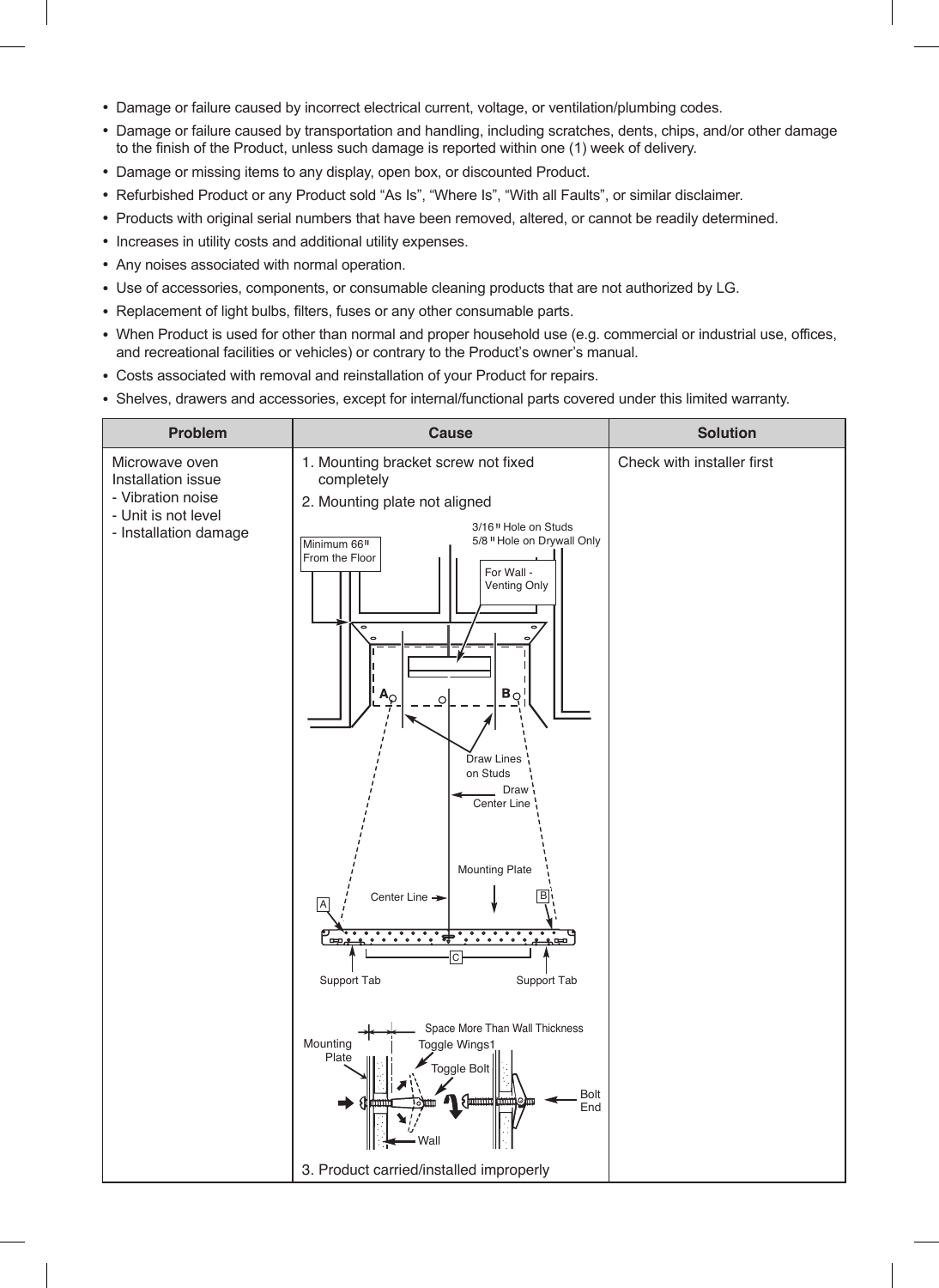- Damage or failure caused by incorrect electrical current, voltage, or ventilation/plumbing codes.
- Damage or failure caused by transportation and handling, including scratches, dents, chips, and/or other damage to the finish of the Product, unless such damage is reported within one (1) week of delivery.
- Damage or missing items to any display, open box, or discounted Product.
- Refurbished Product or any Product sold “As Is”, “Where Is”, “With all Faults”, or similar disclaimer.
- Products with original serial numbers that have been removed, altered, or cannot be readily determined.
- Increases in utility costs and additional utility expenses.
- Any noises associated with normal operation.
- Use of accessories, components, or consumable cleaning products that are not authorized by LG.
- Replacement of light bulbs, filters, fuses or any other consumable parts.
- When Product is used for other than normal and proper household use (e.g. commercial or industrial use, offices, and recreational facilities or vehicles) or contrary to the Product’s owner’s manual.
- Costs associated with removal and reinstallation of your Product for repairs.
- Shelves, drawers and accessories, except for internal/functional parts covered under this limited warranty.

| Problem | Cause | Solution |
| --- | --- | --- |
| Microwave oven Installation issue<br>- Vibration noise<br>- Unit is not level<br>- Installation damage | 1. Mounting bracket screw not fixed completely<br>2. Mounting plate not aligned<br>Minimum 66" From the Floor; 3/16" Hole on Studs; 5/8" Hole on Drywall Only; For Wall - Venting Only; A; B; Draw Lines on Studs; Draw Center Line; Mounting Plate; Center Line; A; B; C; Support Tab; Support Tab; Space More Than Wall Thickness; Mounting Plate; Toggle Wings1; Toggle Bolt; Bolt End; Wall<br>3. Product carried/installed improperly | Check with installer first |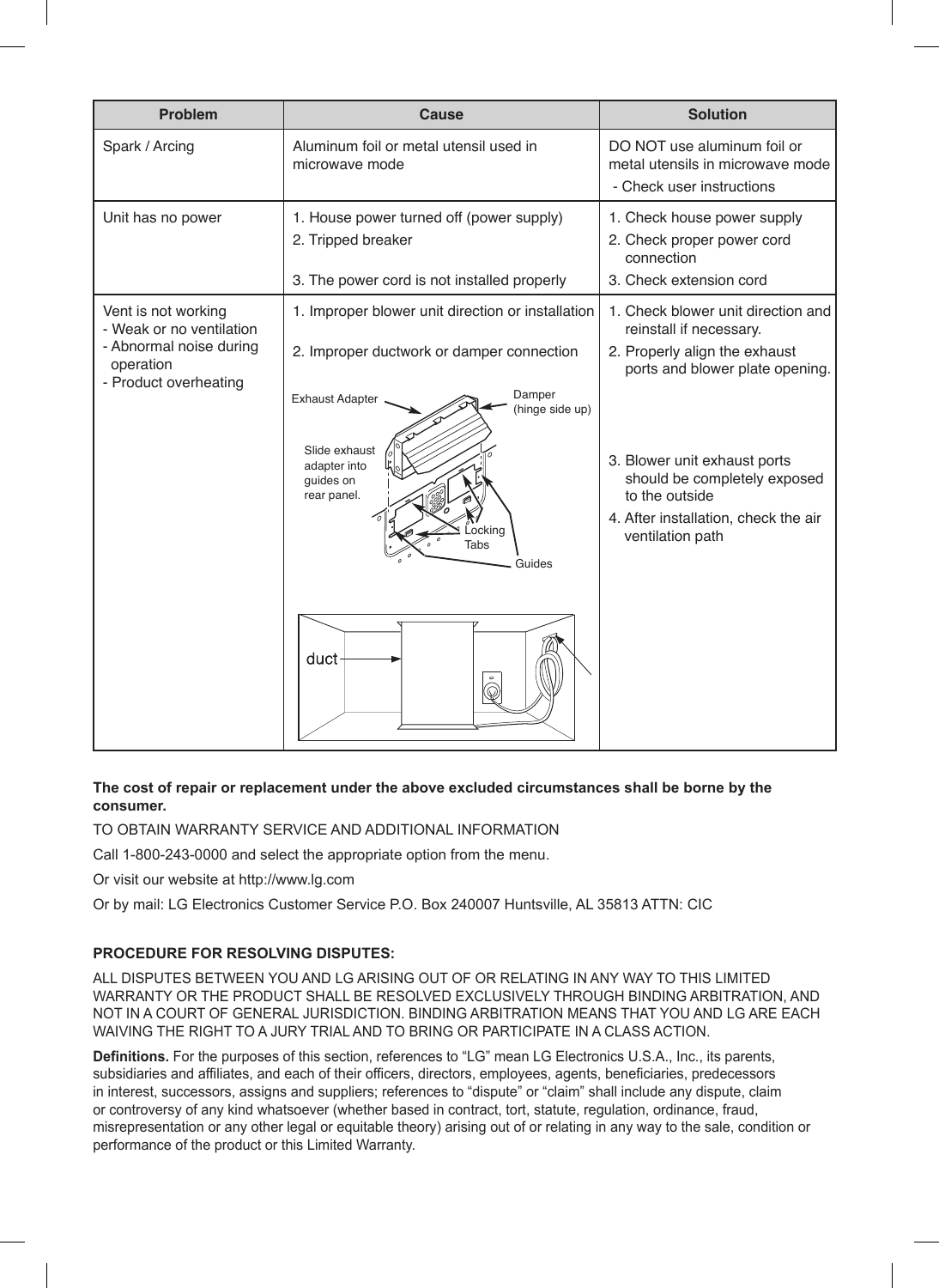| Problem | Cause | Solution |
| --- | --- | --- |
| Spark / Arcing | Aluminum foil or metal utensil used in microwave mode | DO NOT use aluminum foil or metal utensils in microwave mode<br>- Check user instructions |
| Unit has no power | 1. House power turned off (power supply)<br>2. Tripped breaker<br>3. The power cord is not installed properly | 1. Check house power supply<br>2. Check proper power cord connection<br>3. Check extension cord |
| Vent is not working<br>- Weak or no ventilation<br>- Abnormal noise during operation<br>- Product overheating | 1. Improper blower unit direction or installation<br>2. Improper ductwork or damper connection | 1. Check blower unit direction and reinstall if necessary.<br>2. Properly align the exhaust ports and blower plate opening.<br>3. Blower unit exhaust ports should be completely exposed to the outside<br>4. After installation, check the air ventilation path |

**The cost of repair or replacement under the above excluded circumstances shall be borne by the consumer.**

TO OBTAIN WARRANTY SERVICE AND ADDITIONAL INFORMATION

Call 1-800-243-0000 and select the appropriate option from the menu.

Or visit our website at http://www.lg.com

Or by mail: LG Electronics Customer Service P.O. Box 240007 Huntsville, AL 35813 ATTN: CIC

**PROCEDURE FOR RESOLVING DISPUTES:**

ALL DISPUTES BETWEEN YOU AND LG ARISING OUT OF OR RELATING IN ANY WAY TO THIS LIMITED WARRANTY OR THE PRODUCT SHALL BE RESOLVED EXCLUSIVELY THROUGH BINDING ARBITRATION, AND NOT IN A COURT OF GENERAL JURISDICTION. BINDING ARBITRATION MEANS THAT YOU AND LG ARE EACH WAIVING THE RIGHT TO A JURY TRIAL AND TO BRING OR PARTICIPATE IN A CLASS ACTION.

**Definitions.** For the purposes of this section, references to "LG" mean LG Electronics U.S.A., Inc., its parents, subsidiaries and affiliates, and each of their officers, directors, employees, agents, beneficiaries, predecessors in interest, successors, assigns and suppliers; references to "dispute" or "claim" shall include any dispute, claim or controversy of any kind whatsoever (whether based in contract, tort, statute, regulation, ordinance, fraud, misrepresentation or any other legal or equitable theory) arising out of or relating in any way to the sale, condition or performance of the product or this Limited Warranty.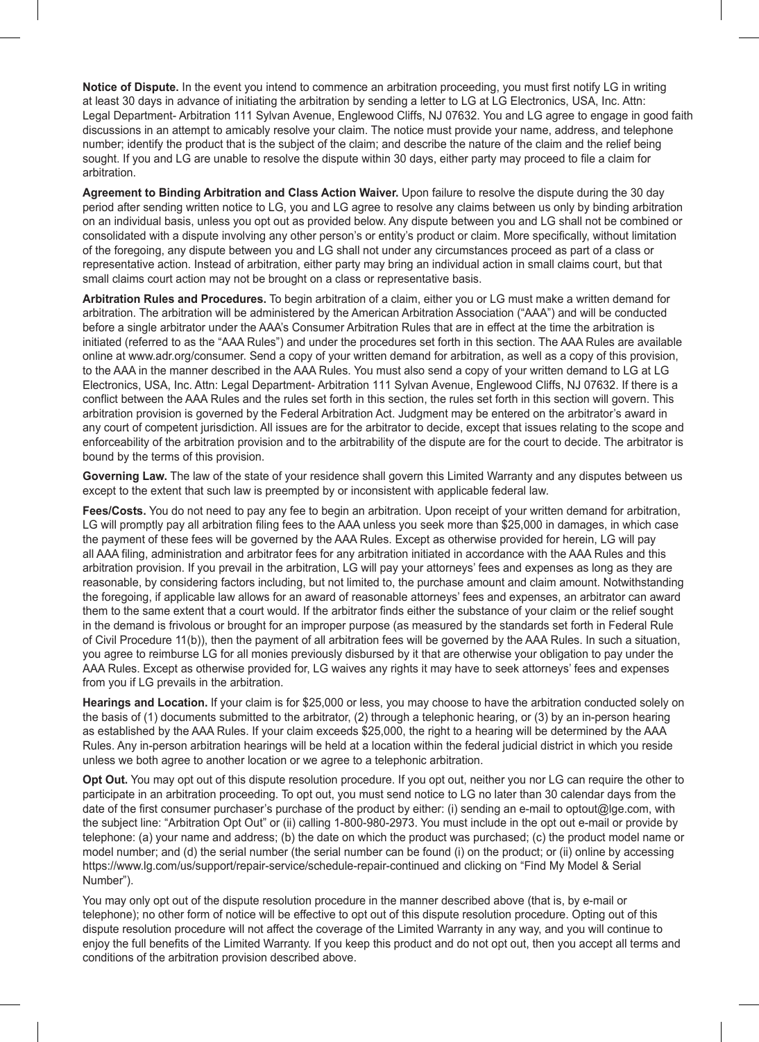**Notice of Dispute.** In the event you intend to commence an arbitration proceeding, you must first notify LG in writing at least 30 days in advance of initiating the arbitration by sending a letter to LG at LG Electronics, USA, Inc. Attn: Legal Department- Arbitration 111 Sylvan Avenue, Englewood Cliffs, NJ 07632. You and LG agree to engage in good faith discussions in an attempt to amicably resolve your claim. The notice must provide your name, address, and telephone number; identify the product that is the subject of the claim; and describe the nature of the claim and the relief being sought. If you and LG are unable to resolve the dispute within 30 days, either party may proceed to file a claim for arbitration.

**Agreement to Binding Arbitration and Class Action Waiver.** Upon failure to resolve the dispute during the 30 day period after sending written notice to LG, you and LG agree to resolve any claims between us only by binding arbitration on an individual basis, unless you opt out as provided below. Any dispute between you and LG shall not be combined or consolidated with a dispute involving any other person's or entity's product or claim. More specifically, without limitation of the foregoing, any dispute between you and LG shall not under any circumstances proceed as part of a class or representative action. Instead of arbitration, either party may bring an individual action in small claims court, but that small claims court action may not be brought on a class or representative basis.

**Arbitration Rules and Procedures.** To begin arbitration of a claim, either you or LG must make a written demand for arbitration. The arbitration will be administered by the American Arbitration Association ("AAA") and will be conducted before a single arbitrator under the AAA's Consumer Arbitration Rules that are in effect at the time the arbitration is initiated (referred to as the "AAA Rules") and under the procedures set forth in this section. The AAA Rules are available online at www.adr.org/consumer. Send a copy of your written demand for arbitration, as well as a copy of this provision, to the AAA in the manner described in the AAA Rules. You must also send a copy of your written demand to LG at LG Electronics, USA, Inc. Attn: Legal Department- Arbitration 111 Sylvan Avenue, Englewood Cliffs, NJ 07632. If there is a conflict between the AAA Rules and the rules set forth in this section, the rules set forth in this section will govern. This arbitration provision is governed by the Federal Arbitration Act. Judgment may be entered on the arbitrator's award in any court of competent jurisdiction. All issues are for the arbitrator to decide, except that issues relating to the scope and enforceability of the arbitration provision and to the arbitrability of the dispute are for the court to decide. The arbitrator is bound by the terms of this provision.

**Governing Law.** The law of the state of your residence shall govern this Limited Warranty and any disputes between us except to the extent that such law is preempted by or inconsistent with applicable federal law.

**Fees/Costs.** You do not need to pay any fee to begin an arbitration. Upon receipt of your written demand for arbitration, LG will promptly pay all arbitration filing fees to the AAA unless you seek more than $25,000 in damages, in which case the payment of these fees will be governed by the AAA Rules. Except as otherwise provided for herein, LG will pay all AAA filing, administration and arbitrator fees for any arbitration initiated in accordance with the AAA Rules and this arbitration provision. If you prevail in the arbitration, LG will pay your attorneys' fees and expenses as long as they are reasonable, by considering factors including, but not limited to, the purchase amount and claim amount. Notwithstanding the foregoing, if applicable law allows for an award of reasonable attorneys' fees and expenses, an arbitrator can award them to the same extent that a court would. If the arbitrator finds either the substance of your claim or the relief sought in the demand is frivolous or brought for an improper purpose (as measured by the standards set forth in Federal Rule of Civil Procedure 11(b)), then the payment of all arbitration fees will be governed by the AAA Rules. In such a situation, you agree to reimburse LG for all monies previously disbursed by it that are otherwise your obligation to pay under the AAA Rules. Except as otherwise provided for, LG waives any rights it may have to seek attorneys' fees and expenses from you if LG prevails in the arbitration.

**Hearings and Location.** If your claim is for $25,000 or less, you may choose to have the arbitration conducted solely on the basis of (1) documents submitted to the arbitrator, (2) through a telephonic hearing, or (3) by an in-person hearing as established by the AAA Rules. If your claim exceeds $25,000, the right to a hearing will be determined by the AAA Rules. Any in-person arbitration hearings will be held at a location within the federal judicial district in which you reside unless we both agree to another location or we agree to a telephonic arbitration.

**Opt Out.** You may opt out of this dispute resolution procedure. If you opt out, neither you nor LG can require the other to participate in an arbitration proceeding. To opt out, you must send notice to LG no later than 30 calendar days from the date of the first consumer purchaser's purchase of the product by either: (i) sending an e-mail to optout@lge.com, with the subject line: "Arbitration Opt Out" or (ii) calling 1-800-980-2973. You must include in the opt out e-mail or provide by telephone: (a) your name and address; (b) the date on which the product was purchased; (c) the product model name or model number; and (d) the serial number (the serial number can be found (i) on the product; or (ii) online by accessing https://www.lg.com/us/support/repair-service/schedule-repair-continued and clicking on "Find My Model & Serial Number").

You may only opt out of the dispute resolution procedure in the manner described above (that is, by e-mail or telephone); no other form of notice will be effective to opt out of this dispute resolution procedure. Opting out of this dispute resolution procedure will not affect the coverage of the Limited Warranty in any way, and you will continue to enjoy the full benefits of the Limited Warranty. If you keep this product and do not opt out, then you accept all terms and conditions of the arbitration provision described above.